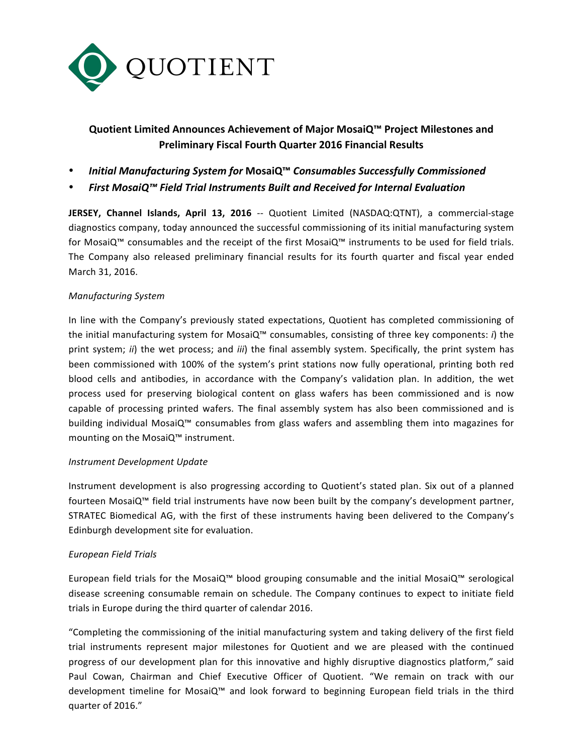# QUOTIENT

## Quotient Limited Announces Achievement of Major MosaiQ™ Project Milestones and Preliminary Fiscal Fourth Quarter 2016 Financial Results

- ***Initial Manufacturing System for* MosaiQ™ *Consumables Successfully Commissioned***
- ***First MosaiQ™ Field Trial Instruments Built and Received for Internal Evaluation***

**JERSEY, Channel Islands, April 13, 2016** -- Quotient Limited (NASDAQ:QTNT), a commercial-stage diagnostics company, today announced the successful commissioning of its initial manufacturing system for MosaiQ™ consumables and the receipt of the first MosaiQ™ instruments to be used for field trials. The Company also released preliminary financial results for its fourth quarter and fiscal year ended March 31, 2016.

*Manufacturing System*

In line with the Company's previously stated expectations, Quotient has completed commissioning of the initial manufacturing system for MosaiQ™ consumables, consisting of three key components: *i*) the print system; *ii*) the wet process; and *iii*) the final assembly system. Specifically, the print system has been commissioned with 100% of the system's print stations now fully operational, printing both red blood cells and antibodies, in accordance with the Company's validation plan. In addition, the wet process used for preserving biological content on glass wafers has been commissioned and is now capable of processing printed wafers. The final assembly system has also been commissioned and is building individual MosaiQ™ consumables from glass wafers and assembling them into magazines for mounting on the MosaiQ™ instrument.

*Instrument Development Update*

Instrument development is also progressing according to Quotient's stated plan. Six out of a planned fourteen MosaiQ™ field trial instruments have now been built by the company's development partner, STRATEC Biomedical AG, with the first of these instruments having been delivered to the Company's Edinburgh development site for evaluation.

*European Field Trials*

European field trials for the MosaiQ™ blood grouping consumable and the initial MosaiQ™ serological disease screening consumable remain on schedule. The Company continues to expect to initiate field trials in Europe during the third quarter of calendar 2016.

"Completing the commissioning of the initial manufacturing system and taking delivery of the first field trial instruments represent major milestones for Quotient and we are pleased with the continued progress of our development plan for this innovative and highly disruptive diagnostics platform," said Paul Cowan, Chairman and Chief Executive Officer of Quotient. "We remain on track with our development timeline for MosaiQ™ and look forward to beginning European field trials in the third quarter of 2016."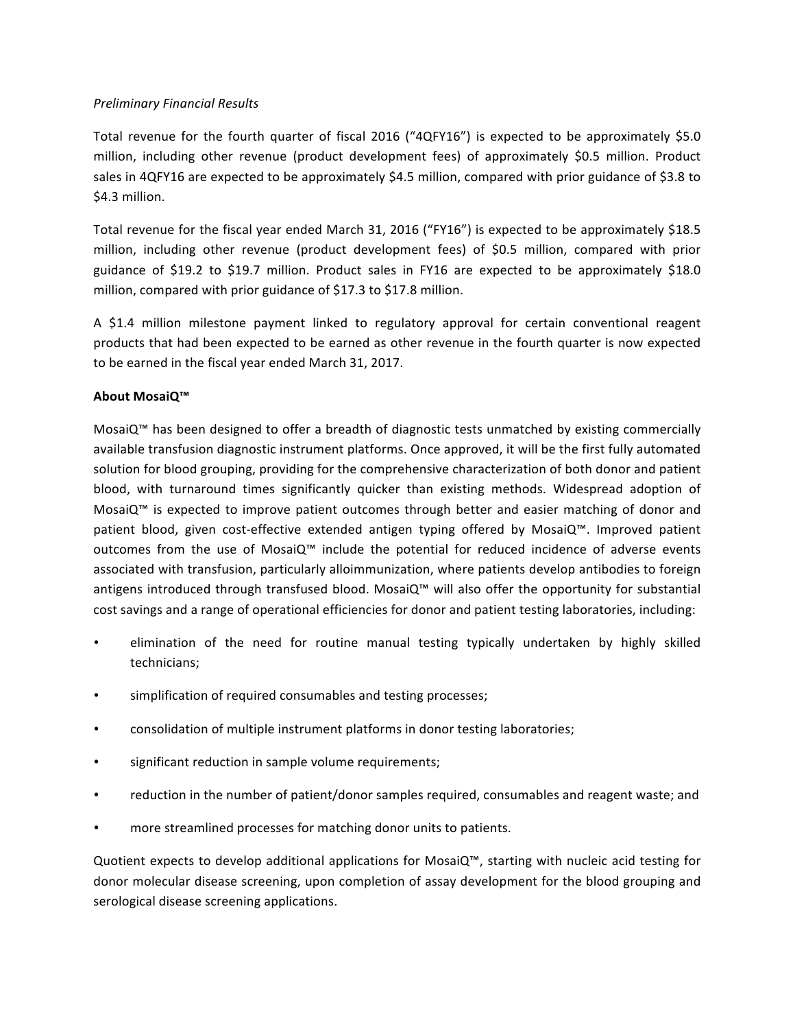*Preliminary Financial Results*

Total revenue for the fourth quarter of fiscal 2016 ("4QFY16") is expected to be approximately $5.0 million, including other revenue (product development fees) of approximately $0.5 million. Product sales in 4QFY16 are expected to be approximately $4.5 million, compared with prior guidance of $3.8 to $4.3 million.

Total revenue for the fiscal year ended March 31, 2016 ("FY16") is expected to be approximately $18.5 million, including other revenue (product development fees) of $0.5 million, compared with prior guidance of $19.2 to $19.7 million. Product sales in FY16 are expected to be approximately $18.0 million, compared with prior guidance of $17.3 to $17.8 million.

A $1.4 million milestone payment linked to regulatory approval for certain conventional reagent products that had been expected to be earned as other revenue in the fourth quarter is now expected to be earned in the fiscal year ended March 31, 2017.

**About MosaiQ™**

MosaiQ™ has been designed to offer a breadth of diagnostic tests unmatched by existing commercially available transfusion diagnostic instrument platforms. Once approved, it will be the first fully automated solution for blood grouping, providing for the comprehensive characterization of both donor and patient blood, with turnaround times significantly quicker than existing methods. Widespread adoption of MosaiQ™ is expected to improve patient outcomes through better and easier matching of donor and patient blood, given cost-effective extended antigen typing offered by MosaiQ™. Improved patient outcomes from the use of MosaiQ™ include the potential for reduced incidence of adverse events associated with transfusion, particularly alloimmunization, where patients develop antibodies to foreign antigens introduced through transfused blood. MosaiQ™ will also offer the opportunity for substantial cost savings and a range of operational efficiencies for donor and patient testing laboratories, including:

- elimination of the need for routine manual testing typically undertaken by highly skilled technicians;
- simplification of required consumables and testing processes;
- consolidation of multiple instrument platforms in donor testing laboratories;
- significant reduction in sample volume requirements;
- reduction in the number of patient/donor samples required, consumables and reagent waste; and
- more streamlined processes for matching donor units to patients.

Quotient expects to develop additional applications for MosaiQ™, starting with nucleic acid testing for donor molecular disease screening, upon completion of assay development for the blood grouping and serological disease screening applications.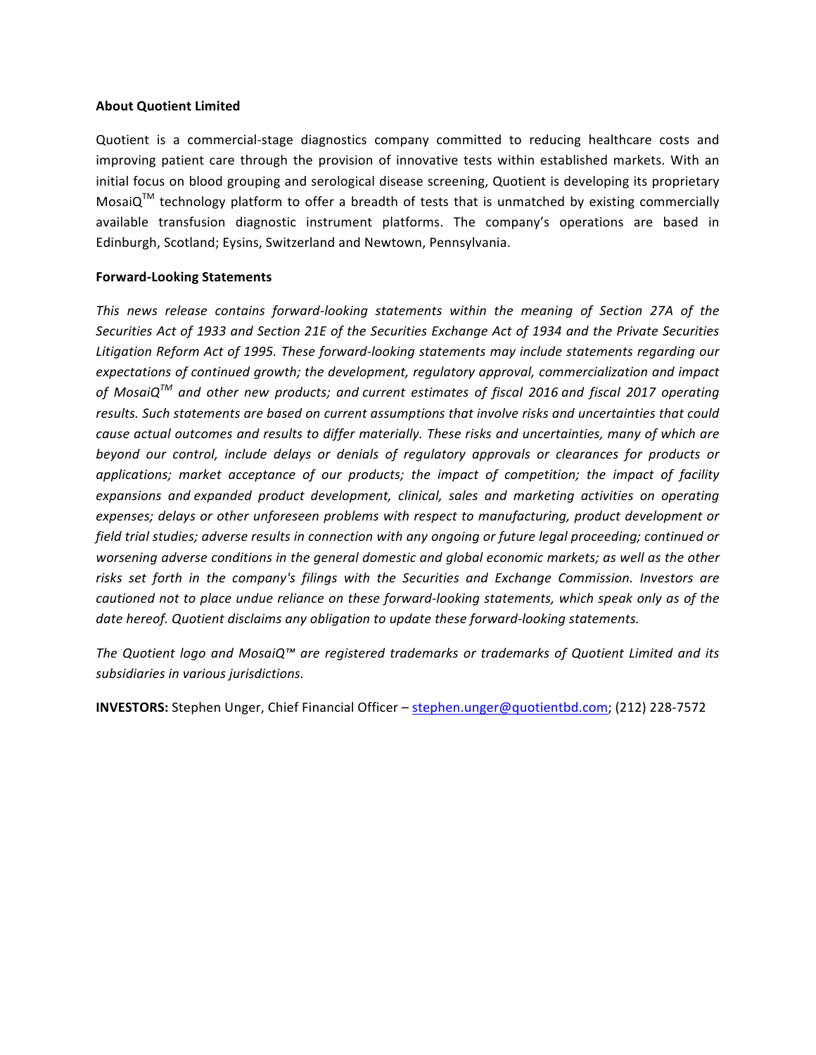**About Quotient Limited**

Quotient is a commercial-stage diagnostics company committed to reducing healthcare costs and improving patient care through the provision of innovative tests within established markets. With an initial focus on blood grouping and serological disease screening, Quotient is developing its proprietary MosaiQ™ technology platform to offer a breadth of tests that is unmatched by existing commercially available transfusion diagnostic instrument platforms. The company's operations are based in Edinburgh, Scotland; Eysins, Switzerland and Newtown, Pennsylvania.

**Forward-Looking Statements**

*This news release contains forward-looking statements within the meaning of Section 27A of the Securities Act of 1933 and Section 21E of the Securities Exchange Act of 1934 and the Private Securities Litigation Reform Act of 1995. These forward-looking statements may include statements regarding our expectations of continued growth; the development, regulatory approval, commercialization and impact of MosaiQ™ and other new products; and current estimates of fiscal 2016 and fiscal 2017 operating results. Such statements are based on current assumptions that involve risks and uncertainties that could cause actual outcomes and results to differ materially. These risks and uncertainties, many of which are beyond our control, include delays or denials of regulatory approvals or clearances for products or applications; market acceptance of our products; the impact of competition; the impact of facility expansions and expanded product development, clinical, sales and marketing activities on operating expenses; delays or other unforeseen problems with respect to manufacturing, product development or field trial studies; adverse results in connection with any ongoing or future legal proceeding; continued or worsening adverse conditions in the general domestic and global economic markets; as well as the other risks set forth in the company's filings with the Securities and Exchange Commission. Investors are cautioned not to place undue reliance on these forward-looking statements, which speak only as of the date hereof. Quotient disclaims any obligation to update these forward-looking statements.*

*The Quotient logo and MosaiQ™ are registered trademarks or trademarks of Quotient Limited and its subsidiaries in various jurisdictions.*

**INVESTORS:** Stephen Unger, Chief Financial Officer – stephen.unger@quotientbd.com; (212) 228-7572